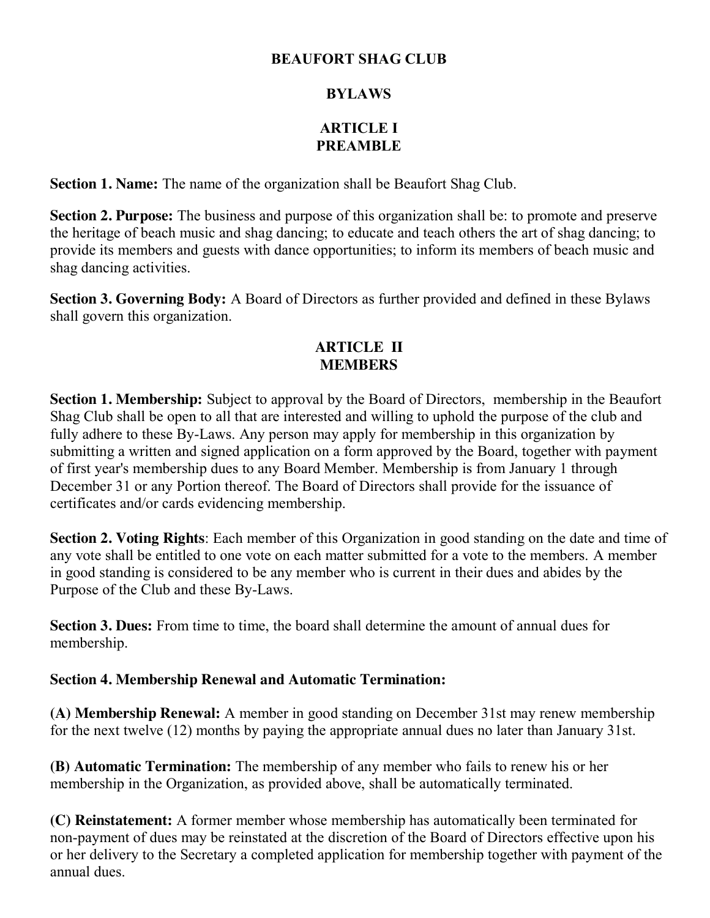# BEAUFORT SHAG CLUB

# BYLAWS

## ARTICLE I
## PREAMBLE

**Section 1. Name:** The name of the organization shall be Beaufort Shag Club.

**Section 2. Purpose:** The business and purpose of this organization shall be: to promote and preserve the heritage of beach music and shag dancing; to educate and teach others the art of shag dancing; to provide its members and guests with dance opportunities; to inform its members of beach music and shag dancing activities.

**Section 3. Governing Body:** A Board of Directors as further provided and defined in these Bylaws shall govern this organization.

## ARTICLE II
## MEMBERS

**Section 1. Membership:** Subject to approval by the Board of Directors, membership in the Beaufort Shag Club shall be open to all that are interested and willing to uphold the purpose of the club and fully adhere to these By-Laws. Any person may apply for membership in this organization by submitting a written and signed application on a form approved by the Board, together with payment of first year's membership dues to any Board Member. Membership is from January 1 through December 31 or any Portion thereof. The Board of Directors shall provide for the issuance of certificates and/or cards evidencing membership.

**Section 2. Voting Rights**: Each member of this Organization in good standing on the date and time of any vote shall be entitled to one vote on each matter submitted for a vote to the members. A member in good standing is considered to be any member who is current in their dues and abides by the Purpose of the Club and these By-Laws.

**Section 3. Dues:** From time to time, the board shall determine the amount of annual dues for membership.

**Section 4. Membership Renewal and Automatic Termination:**

**(A) Membership Renewal:** A member in good standing on December 31st may renew membership for the next twelve (12) months by paying the appropriate annual dues no later than January 31st.

**(B) Automatic Termination:** The membership of any member who fails to renew his or her membership in the Organization, as provided above, shall be automatically terminated.

**(C) Reinstatement:** A former member whose membership has automatically been terminated for non-payment of dues may be reinstated at the discretion of the Board of Directors effective upon his or her delivery to the Secretary a completed application for membership together with payment of the annual dues.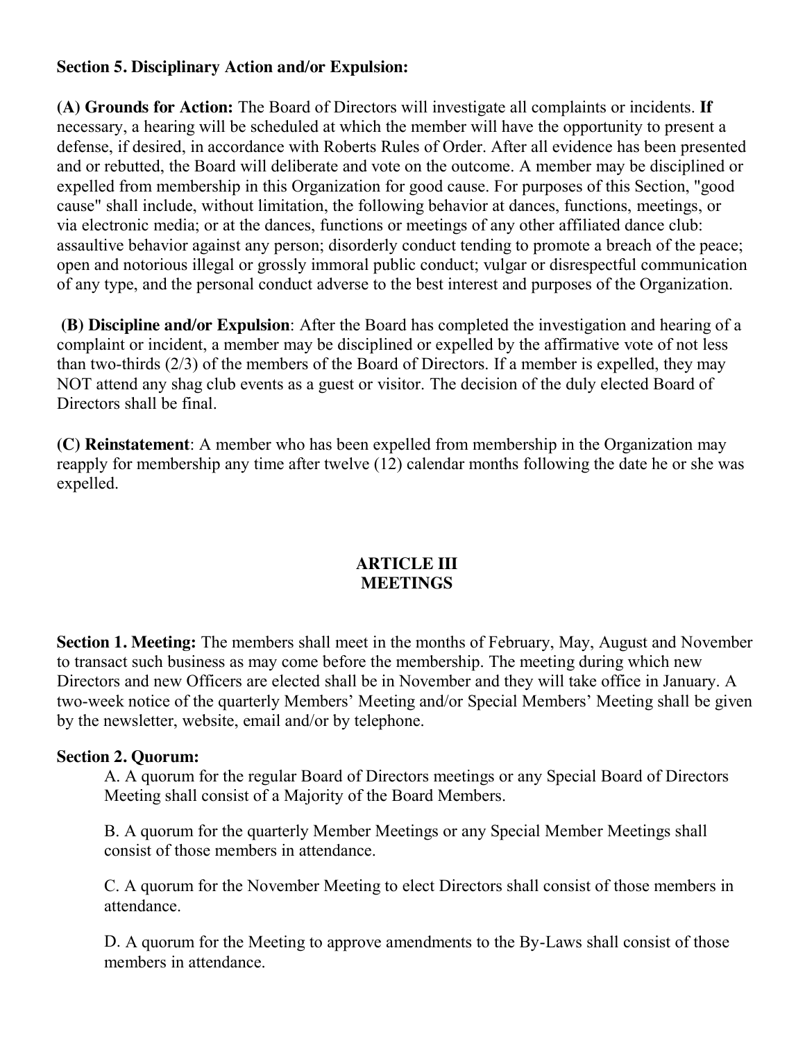**Section 5. Disciplinary Action and/or Expulsion:**

**(A) Grounds for Action:** The Board of Directors will investigate all complaints or incidents. **If** necessary, a hearing will be scheduled at which the member will have the opportunity to present a defense, if desired, in accordance with Roberts Rules of Order. After all evidence has been presented and or rebutted, the Board will deliberate and vote on the outcome. A member may be disciplined or expelled from membership in this Organization for good cause. For purposes of this Section, "good cause" shall include, without limitation, the following behavior at dances, functions, meetings, or via electronic media; or at the dances, functions or meetings of any other affiliated dance club: assaultive behavior against any person; disorderly conduct tending to promote a breach of the peace; open and notorious illegal or grossly immoral public conduct; vulgar or disrespectful communication of any type, and the personal conduct adverse to the best interest and purposes of the Organization.

**(B) Discipline and/or Expulsion**: After the Board has completed the investigation and hearing of a complaint or incident, a member may be disciplined or expelled by the affirmative vote of not less than two-thirds (2/3) of the members of the Board of Directors. If a member is expelled, they may NOT attend any shag club events as a guest or visitor. The decision of the duly elected Board of Directors shall be final.

**(C) Reinstatement**: A member who has been expelled from membership in the Organization may reapply for membership any time after twelve (12) calendar months following the date he or she was expelled.

## ARTICLE III
## MEETINGS

**Section 1. Meeting:** The members shall meet in the months of February, May, August and November to transact such business as may come before the membership. The meeting during which new Directors and new Officers are elected shall be in November and they will take office in January. A two-week notice of the quarterly Members' Meeting and/or Special Members' Meeting shall be given by the newsletter, website, email and/or by telephone.

**Section 2. Quorum:**

A. A quorum for the regular Board of Directors meetings or any Special Board of Directors Meeting shall consist of a Majority of the Board Members.

B. A quorum for the quarterly Member Meetings or any Special Member Meetings shall consist of those members in attendance.

C. A quorum for the November Meeting to elect Directors shall consist of those members in attendance.

D. A quorum for the Meeting to approve amendments to the By-Laws shall consist of those members in attendance.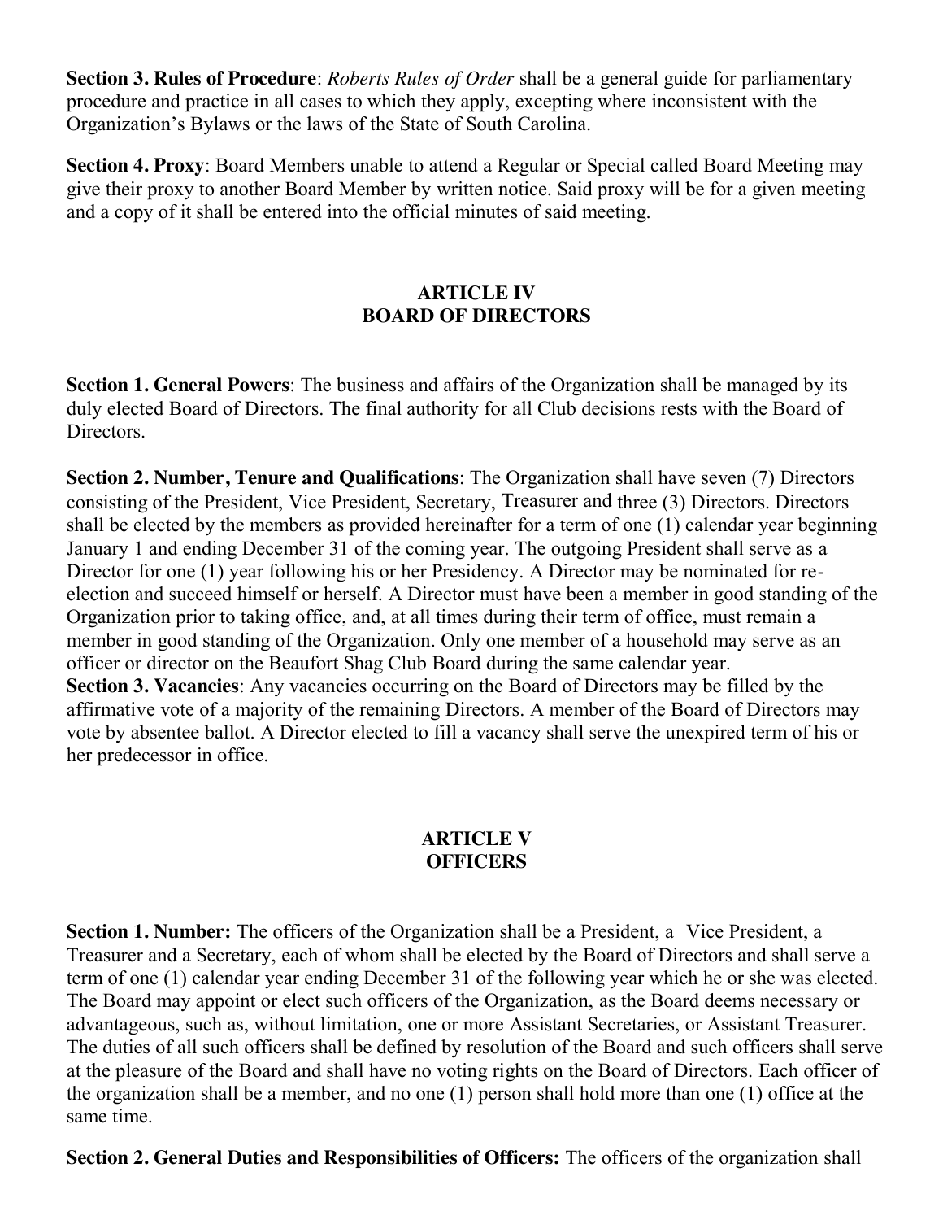**Section 3. Rules of Procedure**: *Roberts Rules of Order* shall be a general guide for parliamentary procedure and practice in all cases to which they apply, excepting where inconsistent with the Organization's Bylaws or the laws of the State of South Carolina.

**Section 4. Proxy**: Board Members unable to attend a Regular or Special called Board Meeting may give their proxy to another Board Member by written notice. Said proxy will be for a given meeting and a copy of it shall be entered into the official minutes of said meeting.

## ARTICLE IV
## BOARD OF DIRECTORS

**Section 1. General Powers**: The business and affairs of the Organization shall be managed by its duly elected Board of Directors. The final authority for all Club decisions rests with the Board of Directors.

**Section 2. Number, Tenure and Qualifications**: The Organization shall have seven (7) Directors consisting of the President, Vice President, Secretary, Treasurer and three (3) Directors. Directors shall be elected by the members as provided hereinafter for a term of one (1) calendar year beginning January 1 and ending December 31 of the coming year. The outgoing President shall serve as a Director for one (1) year following his or her Presidency. A Director may be nominated for re-election and succeed himself or herself. A Director must have been a member in good standing of the Organization prior to taking office, and, at all times during their term of office, must remain a member in good standing of the Organization. Only one member of a household may serve as an officer or director on the Beaufort Shag Club Board during the same calendar year.

**Section 3. Vacancies**: Any vacancies occurring on the Board of Directors may be filled by the affirmative vote of a majority of the remaining Directors. A member of the Board of Directors may vote by absentee ballot. A Director elected to fill a vacancy shall serve the unexpired term of his or her predecessor in office.

## ARTICLE V
## OFFICERS

**Section 1. Number:** The officers of the Organization shall be a President, a Vice President, a Treasurer and a Secretary, each of whom shall be elected by the Board of Directors and shall serve a term of one (1) calendar year ending December 31 of the following year which he or she was elected. The Board may appoint or elect such officers of the Organization, as the Board deems necessary or advantageous, such as, without limitation, one or more Assistant Secretaries, or Assistant Treasurer. The duties of all such officers shall be defined by resolution of the Board and such officers shall serve at the pleasure of the Board and shall have no voting rights on the Board of Directors. Each officer of the organization shall be a member, and no one (1) person shall hold more than one (1) office at the same time.

**Section 2. General Duties and Responsibilities of Officers:** The officers of the organization shall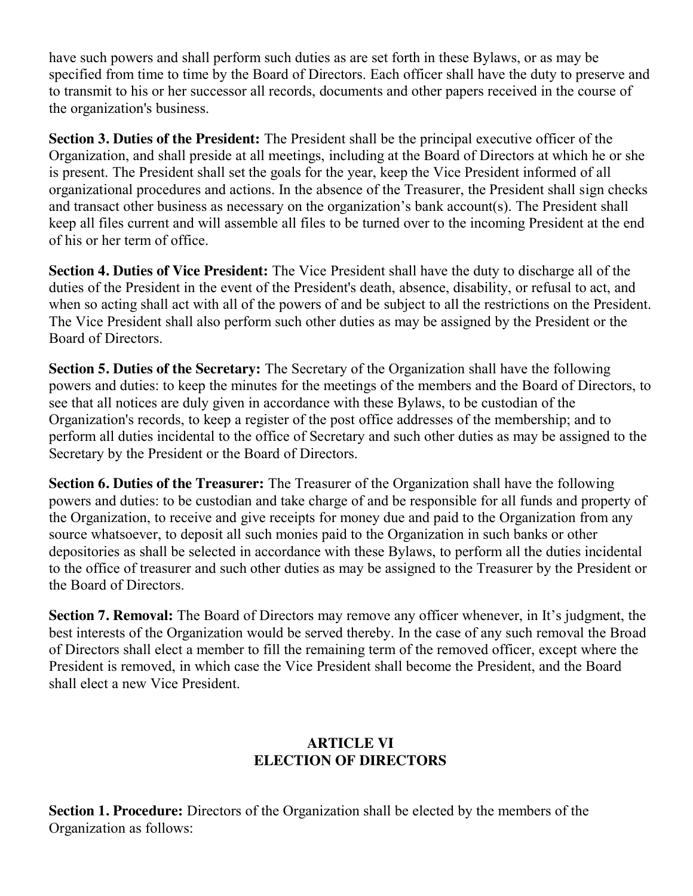have such powers and shall perform such duties as are set forth in these Bylaws, or as may be specified from time to time by the Board of Directors. Each officer shall have the duty to preserve and to transmit to his or her successor all records, documents and other papers received in the course of the organization's business.

**Section 3. Duties of the President:** The President shall be the principal executive officer of the Organization, and shall preside at all meetings, including at the Board of Directors at which he or she is present. The President shall set the goals for the year, keep the Vice President informed of all organizational procedures and actions. In the absence of the Treasurer, the President shall sign checks and transact other business as necessary on the organization's bank account(s). The President shall keep all files current and will assemble all files to be turned over to the incoming President at the end of his or her term of office.

**Section 4. Duties of Vice President:** The Vice President shall have the duty to discharge all of the duties of the President in the event of the President's death, absence, disability, or refusal to act, and when so acting shall act with all of the powers of and be subject to all the restrictions on the President. The Vice President shall also perform such other duties as may be assigned by the President or the Board of Directors.

**Section 5. Duties of the Secretary:** The Secretary of the Organization shall have the following powers and duties: to keep the minutes for the meetings of the members and the Board of Directors, to see that all notices are duly given in accordance with these Bylaws, to be custodian of the Organization's records, to keep a register of the post office addresses of the membership; and to perform all duties incidental to the office of Secretary and such other duties as may be assigned to the Secretary by the President or the Board of Directors.

**Section 6. Duties of the Treasurer:** The Treasurer of the Organization shall have the following powers and duties: to be custodian and take charge of and be responsible for all funds and property of the Organization, to receive and give receipts for money due and paid to the Organization from any source whatsoever, to deposit all such monies paid to the Organization in such banks or other depositories as shall be selected in accordance with these Bylaws, to perform all the duties incidental to the office of treasurer and such other duties as may be assigned to the Treasurer by the President or the Board of Directors.

**Section 7. Removal:** The Board of Directors may remove any officer whenever, in It's judgment, the best interests of the Organization would be served thereby. In the case of any such removal the Broad of Directors shall elect a member to fill the remaining term of the removed officer, except where the President is removed, in which case the Vice President shall become the President, and the Board shall elect a new Vice President.

## ARTICLE VI
## ELECTION OF DIRECTORS

**Section 1. Procedure:** Directors of the Organization shall be elected by the members of the Organization as follows: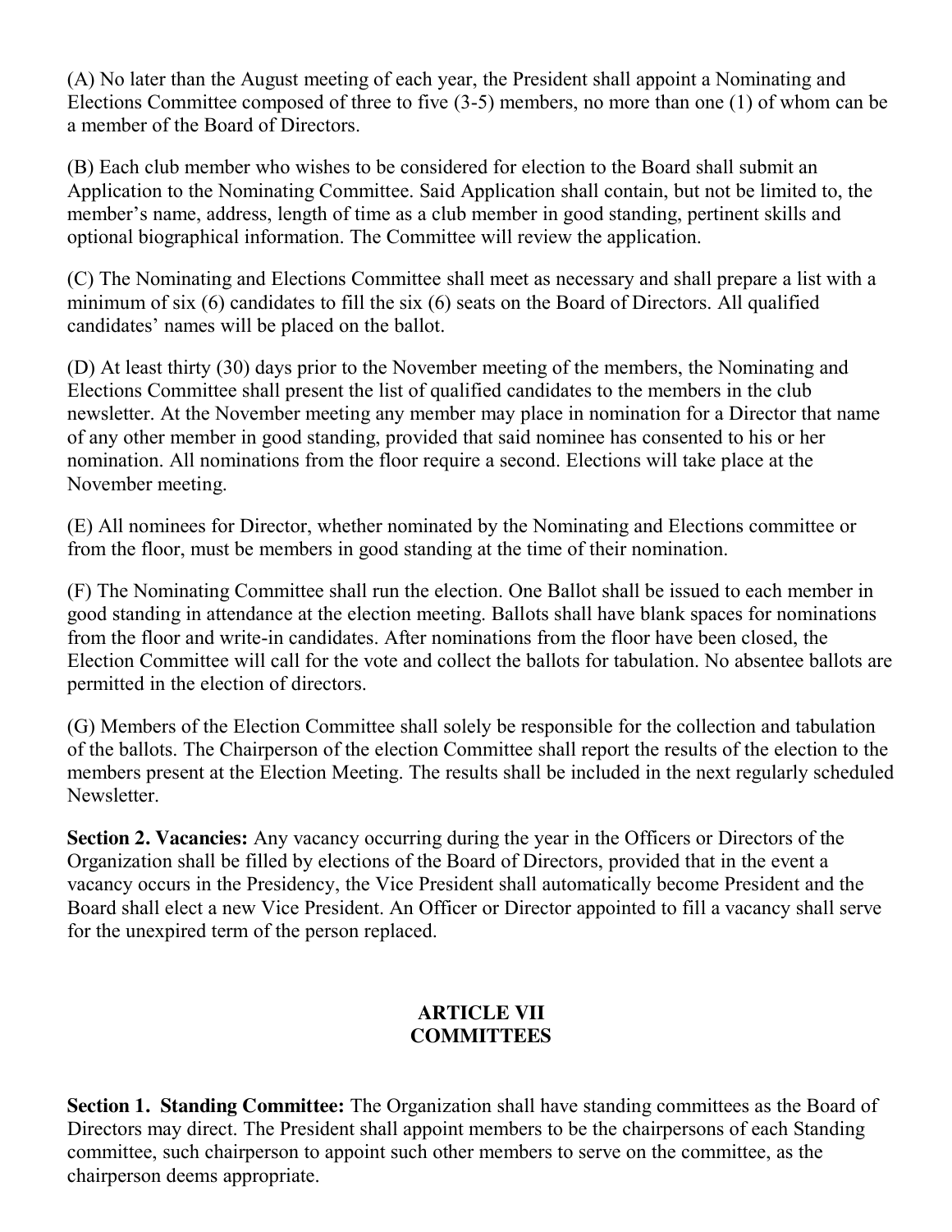(A) No later than the August meeting of each year, the President shall appoint a Nominating and Elections Committee composed of three to five (3-5) members, no more than one (1) of whom can be a member of the Board of Directors.

(B) Each club member who wishes to be considered for election to the Board shall submit an Application to the Nominating Committee. Said Application shall contain, but not be limited to, the member's name, address, length of time as a club member in good standing, pertinent skills and optional biographical information. The Committee will review the application.

(C) The Nominating and Elections Committee shall meet as necessary and shall prepare a list with a minimum of six (6) candidates to fill the six (6) seats on the Board of Directors. All qualified candidates' names will be placed on the ballot.

(D) At least thirty (30) days prior to the November meeting of the members, the Nominating and Elections Committee shall present the list of qualified candidates to the members in the club newsletter. At the November meeting any member may place in nomination for a Director that name of any other member in good standing, provided that said nominee has consented to his or her nomination. All nominations from the floor require a second. Elections will take place at the November meeting.

(E) All nominees for Director, whether nominated by the Nominating and Elections committee or from the floor, must be members in good standing at the time of their nomination.

(F) The Nominating Committee shall run the election. One Ballot shall be issued to each member in good standing in attendance at the election meeting. Ballots shall have blank spaces for nominations from the floor and write-in candidates. After nominations from the floor have been closed, the Election Committee will call for the vote and collect the ballots for tabulation. No absentee ballots are permitted in the election of directors.

(G) Members of the Election Committee shall solely be responsible for the collection and tabulation of the ballots. The Chairperson of the election Committee shall report the results of the election to the members present at the Election Meeting. The results shall be included in the next regularly scheduled Newsletter.

**Section 2. Vacancies:** Any vacancy occurring during the year in the Officers or Directors of the Organization shall be filled by elections of the Board of Directors, provided that in the event a vacancy occurs in the Presidency, the Vice President shall automatically become President and the Board shall elect a new Vice President. An Officer or Director appointed to fill a vacancy shall serve for the unexpired term of the person replaced.

## ARTICLE VII
## COMMITTEES

**Section 1. Standing Committee:** The Organization shall have standing committees as the Board of Directors may direct. The President shall appoint members to be the chairpersons of each Standing committee, such chairperson to appoint such other members to serve on the committee, as the chairperson deems appropriate.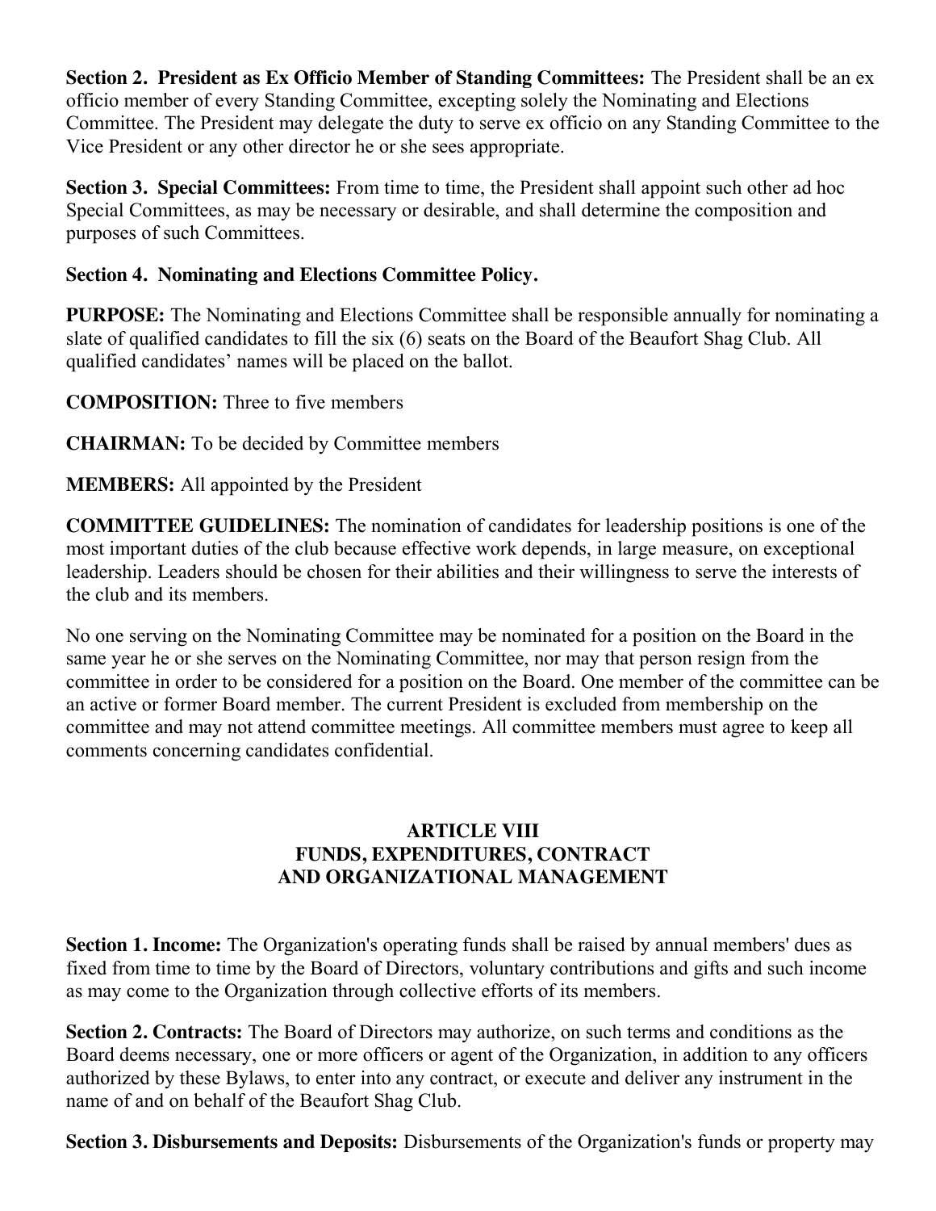**Section 2. President as Ex Officio Member of Standing Committees:** The President shall be an ex officio member of every Standing Committee, excepting solely the Nominating and Elections Committee. The President may delegate the duty to serve ex officio on any Standing Committee to the Vice President or any other director he or she sees appropriate.

**Section 3. Special Committees:** From time to time, the President shall appoint such other ad hoc Special Committees, as may be necessary or desirable, and shall determine the composition and purposes of such Committees.

**Section 4. Nominating and Elections Committee Policy.**

**PURPOSE:** The Nominating and Elections Committee shall be responsible annually for nominating a slate of qualified candidates to fill the six (6) seats on the Board of the Beaufort Shag Club. All qualified candidates' names will be placed on the ballot.

**COMPOSITION:** Three to five members

**CHAIRMAN:** To be decided by Committee members

**MEMBERS:** All appointed by the President

**COMMITTEE GUIDELINES:** The nomination of candidates for leadership positions is one of the most important duties of the club because effective work depends, in large measure, on exceptional leadership. Leaders should be chosen for their abilities and their willingness to serve the interests of the club and its members.

No one serving on the Nominating Committee may be nominated for a position on the Board in the same year he or she serves on the Nominating Committee, nor may that person resign from the committee in order to be considered for a position on the Board. One member of the committee can be an active or former Board member. The current President is excluded from membership on the committee and may not attend committee meetings. All committee members must agree to keep all comments concerning candidates confidential.

## ARTICLE VIII
## FUNDS, EXPENDITURES, CONTRACT AND ORGANIZATIONAL MANAGEMENT

**Section 1. Income:** The Organization's operating funds shall be raised by annual members' dues as fixed from time to time by the Board of Directors, voluntary contributions and gifts and such income as may come to the Organization through collective efforts of its members.

**Section 2. Contracts:** The Board of Directors may authorize, on such terms and conditions as the Board deems necessary, one or more officers or agent of the Organization, in addition to any officers authorized by these Bylaws, to enter into any contract, or execute and deliver any instrument in the name of and on behalf of the Beaufort Shag Club.

**Section 3. Disbursements and Deposits:** Disbursements of the Organization's funds or property may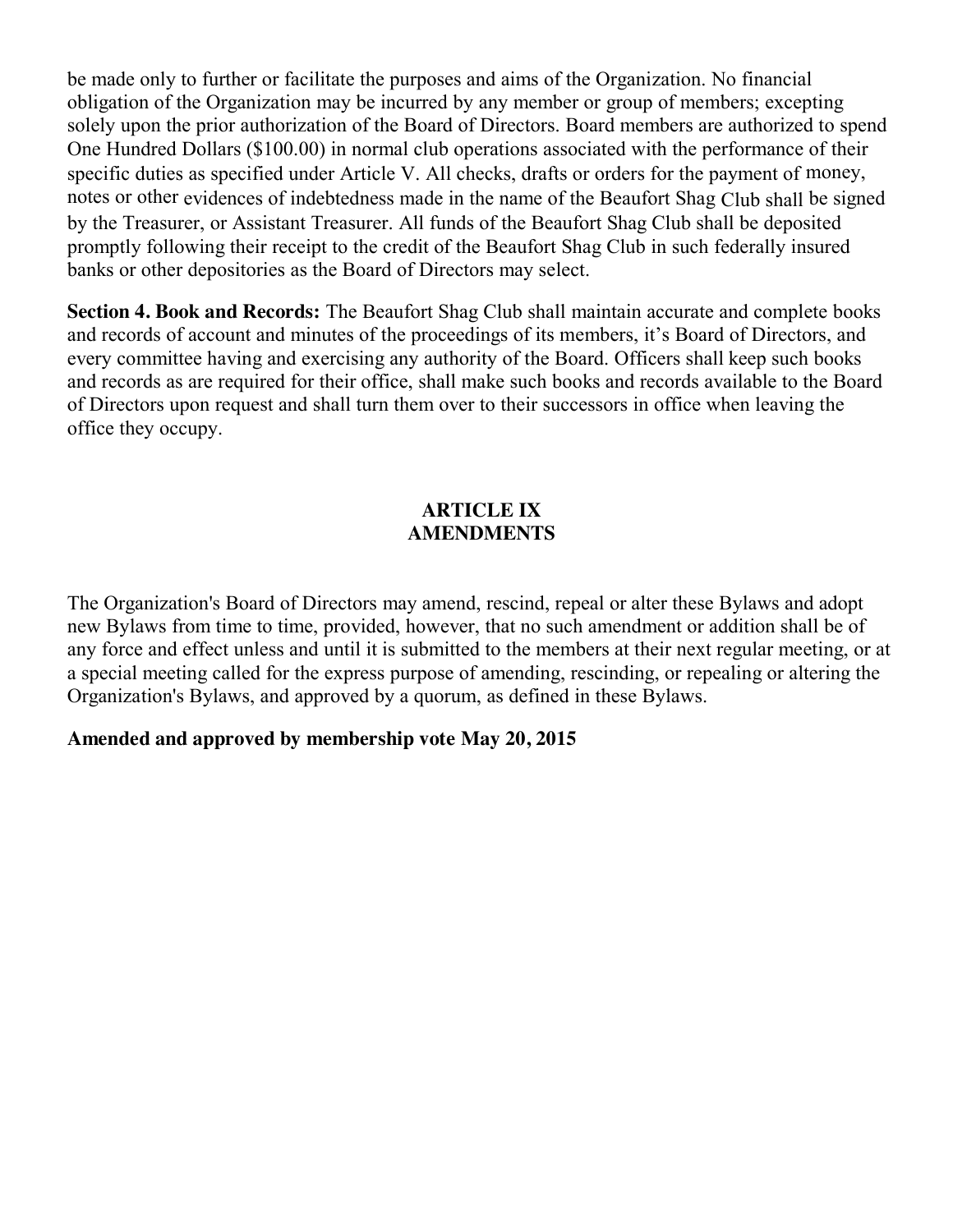be made only to further or facilitate the purposes and aims of the Organization. No financial obligation of the Organization may be incurred by any member or group of members; excepting solely upon the prior authorization of the Board of Directors. Board members are authorized to spend One Hundred Dollars ($100.00) in normal club operations associated with the performance of their specific duties as specified under Article V. All checks, drafts or orders for the payment of money, notes or other evidences of indebtedness made in the name of the Beaufort Shag Club shall be signed by the Treasurer, or Assistant Treasurer. All funds of the Beaufort Shag Club shall be deposited promptly following their receipt to the credit of the Beaufort Shag Club in such federally insured banks or other depositories as the Board of Directors may select.

**Section 4. Book and Records:** The Beaufort Shag Club shall maintain accurate and complete books and records of account and minutes of the proceedings of its members, it's Board of Directors, and every committee having and exercising any authority of the Board. Officers shall keep such books and records as are required for their office, shall make such books and records available to the Board of Directors upon request and shall turn them over to their successors in office when leaving the office they occupy.

## ARTICLE IX
## AMENDMENTS

The Organization's Board of Directors may amend, rescind, repeal or alter these Bylaws and adopt new Bylaws from time to time, provided, however, that no such amendment or addition shall be of any force and effect unless and until it is submitted to the members at their next regular meeting, or at a special meeting called for the express purpose of amending, rescinding, or repealing or altering the Organization's Bylaws, and approved by a quorum, as defined in these Bylaws.

**Amended and approved by membership vote May 20, 2015**